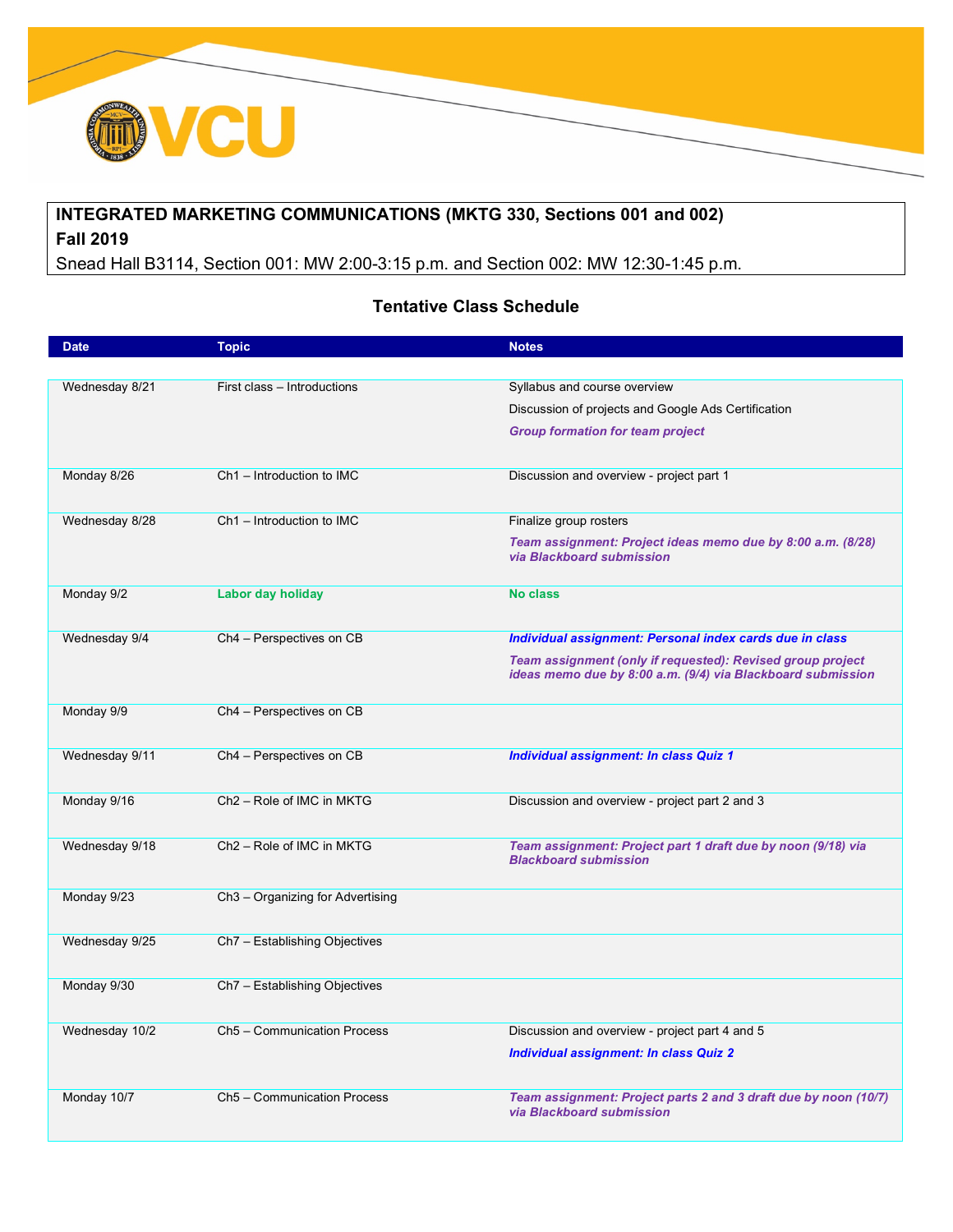**INTEGRATED MARKETING COMMUNICATIONS (MKTG 330, Sections 001 and 002)**
**Fall 2019**
Snead Hall B3114, Section 001: MW 2:00-3:15 p.m. and Section 002: MW 12:30-1:45 p.m.

## Tentative Class Schedule

| Date | Topic | Notes |
|---|---|---|
| Wednesday 8/21 | First class – Introductions | Syllabus and course overview<br>Discussion of projects and Google Ads Certification<br>***Group formation for team project*** |
| Monday 8/26 | Ch1 – Introduction to IMC | Discussion and overview - project part 1 |
| Wednesday 8/28 | Ch1 – Introduction to IMC | Finalize group rosters<br>***Team assignment: Project ideas memo due by 8:00 a.m. (8/28) via Blackboard submission*** |
| Monday 9/2 | **Labor day holiday** | **No class** |
| Wednesday 9/4 | Ch4 – Perspectives on CB | ***Individual assignment: Personal index cards due in class***<br>***Team assignment (only if requested): Revised group project ideas memo due by 8:00 a.m. (9/4) via Blackboard submission*** |
| Monday 9/9 | Ch4 – Perspectives on CB | |
| Wednesday 9/11 | Ch4 – Perspectives on CB | ***Individual assignment: In class Quiz 1*** |
| Monday 9/16 | Ch2 – Role of IMC in MKTG | Discussion and overview - project part 2 and 3 |
| Wednesday 9/18 | Ch2 – Role of IMC in MKTG | ***Team assignment: Project part 1 draft due by noon (9/18) via Blackboard submission*** |
| Monday 9/23 | Ch3 – Organizing for Advertising | |
| Wednesday 9/25 | Ch7 – Establishing Objectives | |
| Monday 9/30 | Ch7 – Establishing Objectives | |
| Wednesday 10/2 | Ch5 – Communication Process | Discussion and overview - project part 4 and 5<br>***Individual assignment: In class Quiz 2*** |
| Monday 10/7 | Ch5 – Communication Process | ***Team assignment: Project parts 2 and 3 draft due by noon (10/7) via Blackboard submission*** |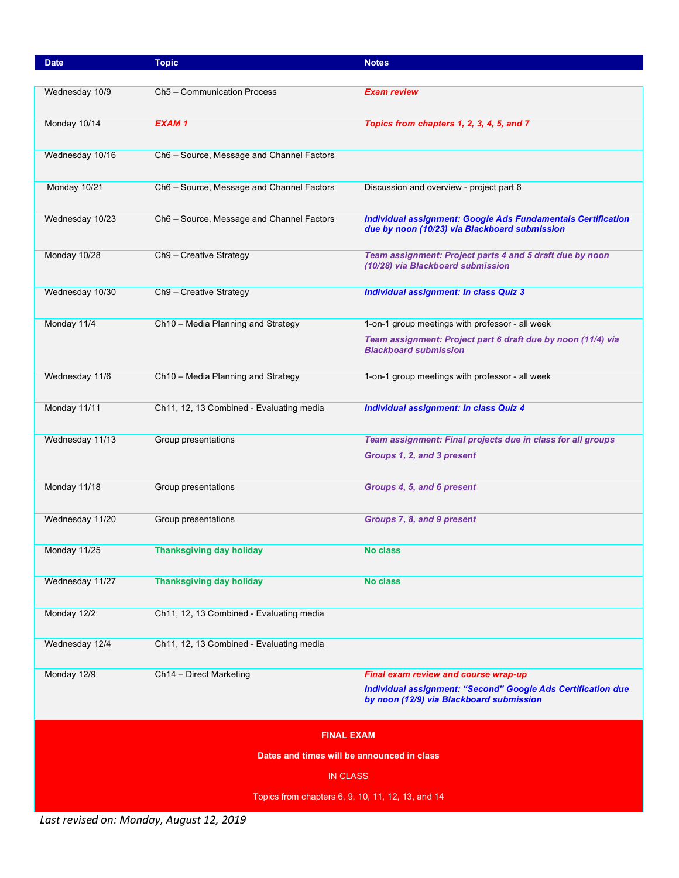| Date | Topic | Notes |
|---|---|---|
| Wednesday 10/9 | Ch5 – Communication Process | ***Exam review*** |
| Monday 10/14 | ***EXAM 1*** | ***Topics from chapters 1, 2, 3, 4, 5, and 7*** |
| Wednesday 10/16 | Ch6 – Source, Message and Channel Factors | |
| Monday 10/21 | Ch6 – Source, Message and Channel Factors | Discussion and overview - project part 6 |
| Wednesday 10/23 | Ch6 – Source, Message and Channel Factors | ***Individual assignment: Google Ads Fundamentals Certification due by noon (10/23) via Blackboard submission*** |
| Monday 10/28 | Ch9 – Creative Strategy | ***Team assignment: Project parts 4 and 5 draft due by noon (10/28) via Blackboard submission*** |
| Wednesday 10/30 | Ch9 – Creative Strategy | ***Individual assignment: In class Quiz 3*** |
| Monday 11/4 | Ch10 – Media Planning and Strategy | 1-on-1 group meetings with professor - all week<br>***Team assignment: Project part 6 draft due by noon (11/4) via Blackboard submission*** |
| Wednesday 11/6 | Ch10 – Media Planning and Strategy | 1-on-1 group meetings with professor - all week |
| Monday 11/11 | Ch11, 12, 13 Combined - Evaluating media | ***Individual assignment: In class Quiz 4*** |
| Wednesday 11/13 | Group presentations | ***Team assignment: Final projects due in class for all groups***<br>***Groups 1, 2, and 3 present*** |
| Monday 11/18 | Group presentations | ***Groups 4, 5, and 6 present*** |
| Wednesday 11/20 | Group presentations | ***Groups 7, 8, and 9 present*** |
| Monday 11/25 | **Thanksgiving day holiday** | **No class** |
| Wednesday 11/27 | **Thanksgiving day holiday** | **No class** |
| Monday 12/2 | Ch11, 12, 13 Combined - Evaluating media | |
| Wednesday 12/4 | Ch11, 12, 13 Combined - Evaluating media | |
| Monday 12/9 | Ch14 – Direct Marketing | ***Final exam review and course wrap-up***<br>***Individual assignment: "Second" Google Ads Certification due by noon (12/9) via Blackboard submission*** |

**FINAL EXAM**

**Dates and times will be announced in class**

IN CLASS

Topics from chapters 6, 9, 10, 11, 12, 13, and 14

*Last revised on: Monday, August 12, 2019*